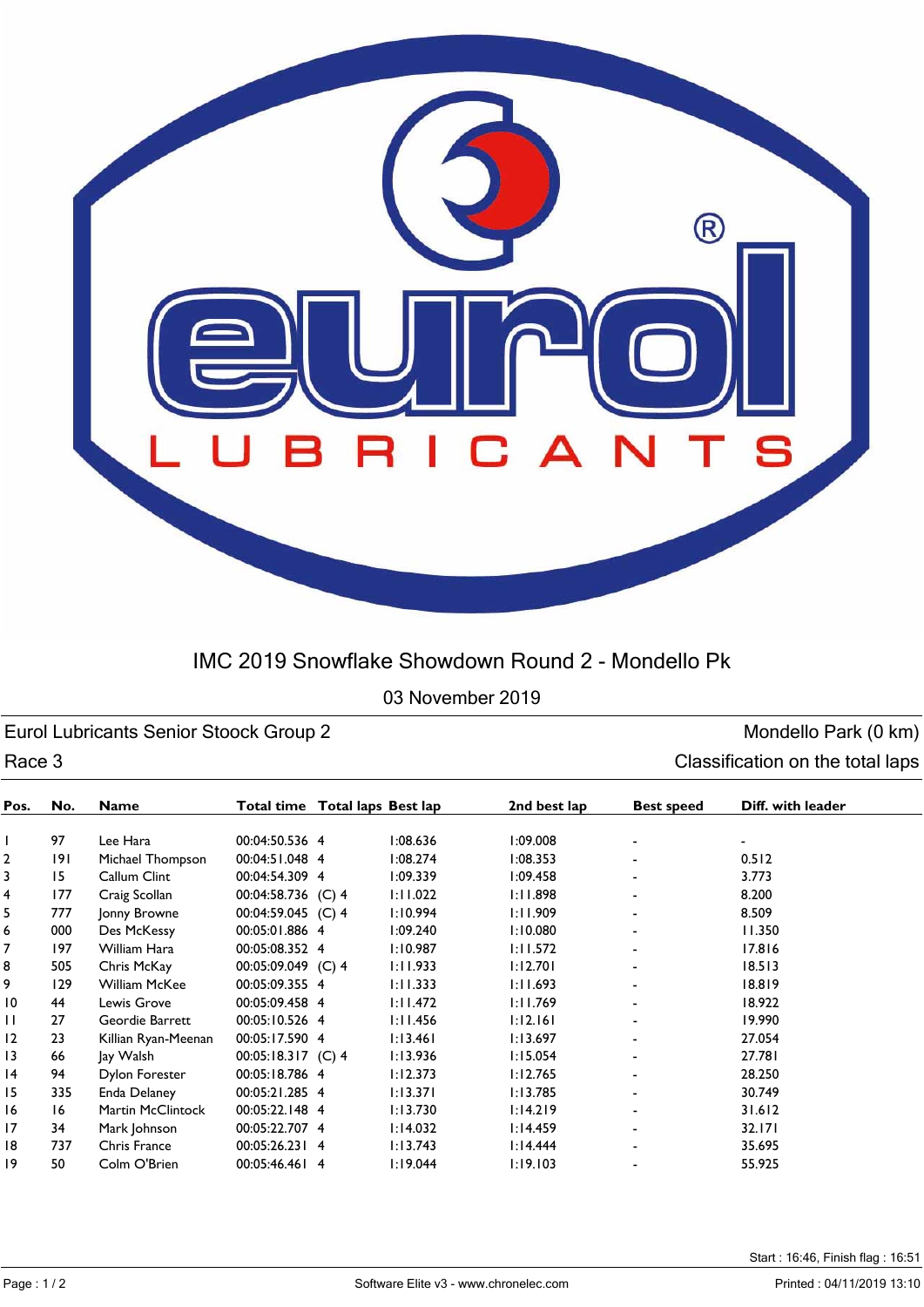# IMC 2019 Snowflake Showdown Round 2 - Mondello Pk

03 November 2019

**Eurol Lubricants Senior Stoock Group 2** — Mondello Park (0 km)

**Race 3** — Classification on the total laps

| Pos. | No. | Name | Total time | Total laps | Best lap | 2nd best lap | Best speed | Diff. with leader |
|---|---|---|---|---|---|---|---|---|
| 1 | 97 | Lee Hara | 00:04:50.536 | 4 | 1:08.636 | 1:09.008 | - | - |
| 2 | 191 | Michael Thompson | 00:04:51.048 | 4 | 1:08.274 | 1:08.353 | - | 0.512 |
| 3 | 15 | Callum Clint | 00:04:54.309 | 4 | 1:09.339 | 1:09.458 | - | 3.773 |
| 4 | 177 | Craig Scollan | 00:04:58.736 | (C) 4 | 1:11.022 | 1:11.898 | - | 8.200 |
| 5 | 777 | Jonny Browne | 00:04:59.045 | (C) 4 | 1:10.994 | 1:11.909 | - | 8.509 |
| 6 | 000 | Des McKessy | 00:05:01.886 | 4 | 1:09.240 | 1:10.080 | - | 11.350 |
| 7 | 197 | William Hara | 00:05:08.352 | 4 | 1:10.987 | 1:11.572 | - | 17.816 |
| 8 | 505 | Chris McKay | 00:05:09.049 | (C) 4 | 1:11.933 | 1:12.701 | - | 18.513 |
| 9 | 129 | William McKee | 00:05:09.355 | 4 | 1:11.333 | 1:11.693 | - | 18.819 |
| 10 | 44 | Lewis Grove | 00:05:09.458 | 4 | 1:11.472 | 1:11.769 | - | 18.922 |
| 11 | 27 | Geordie Barrett | 00:05:10.526 | 4 | 1:11.456 | 1:12.161 | - | 19.990 |
| 12 | 23 | Killian Ryan-Meenan | 00:05:17.590 | 4 | 1:13.461 | 1:13.697 | - | 27.054 |
| 13 | 66 | Jay Walsh | 00:05:18.317 | (C) 4 | 1:13.936 | 1:15.054 | - | 27.781 |
| 14 | 94 | Dylon Forester | 00:05:18.786 | 4 | 1:12.373 | 1:12.765 | - | 28.250 |
| 15 | 335 | Enda Delaney | 00:05:21.285 | 4 | 1:13.371 | 1:13.785 | - | 30.749 |
| 16 | 16 | Martin McClintock | 00:05:22.148 | 4 | 1:13.730 | 1:14.219 | - | 31.612 |
| 17 | 34 | Mark Johnson | 00:05:22.707 | 4 | 1:14.032 | 1:14.459 | - | 32.171 |
| 18 | 737 | Chris France | 00:05:26.231 | 4 | 1:13.743 | 1:14.444 | - | 35.695 |
| 19 | 50 | Colm O'Brien | 00:05:46.461 | 4 | 1:19.044 | 1:19.103 | - | 55.925 |

Start : 16:46, Finish flag : 16:51

Software Elite v3 - www.chronelec.com

Printed : 04/11/2019 13:10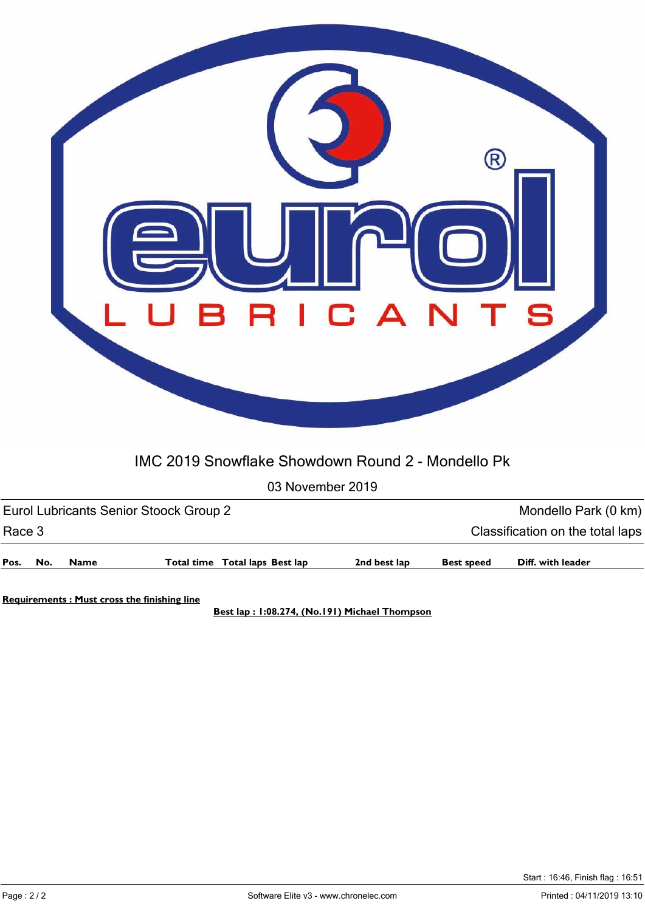IMC 2019 Snowflake Showdown Round 2 - Mondello Pk

03 November 2019

Eurol Lubricants Senior Stoock Group 2 — Mondello Park (0 km)

Race 3 — Classification on the total laps

| Pos. | No. | Name | Total time | Total laps | Best lap | 2nd best lap | Best speed | Diff. with leader |
|---|---|---|---|---|---|---|---|---|

**Requirements : Must cross the finishing line**

**Best lap : 1:08.274, (No.191) Michael Thompson**

Start : 16:46, Finish flag : 16:51

Software Elite v3 - www.chronelec.com

Printed : 04/11/2019 13:10